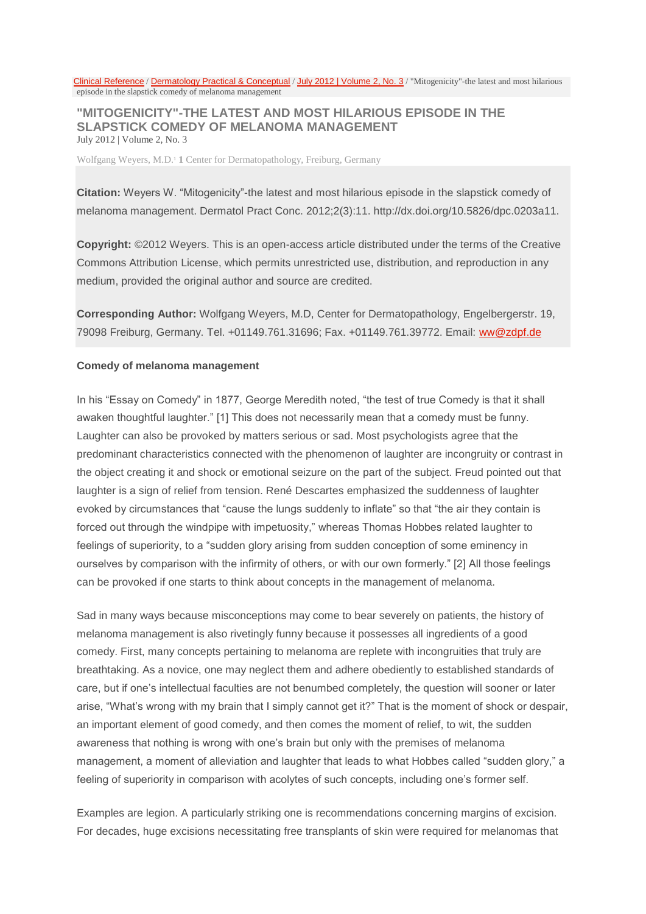Clinical Reference / Dermatology Practical & Conceptual / July 2012 | Volume 2, No. 3 / "Mitogenicity"-the latest and most hilarious episode in the slapstick comedy of melanoma management

# "MITOGENICITY"-THE LATEST AND MOST HILARIOUS EPISODE IN THE SLAPSTICK COMEDY OF MELANOMA MANAGEMENT

July 2012 | Volume 2, No. 3

Wolfgang Weyers, M.D.[1] **1** Center for Dermatopathology, Freiburg, Germany

**Citation:** Weyers W. "Mitogenicity"-the latest and most hilarious episode in the slapstick comedy of melanoma management. Dermatol Pract Conc. 2012;2(3):11. http://dx.doi.org/10.5826/dpc.0203a11.

**Copyright:** ©2012 Weyers. This is an open-access article distributed under the terms of the Creative Commons Attribution License, which permits unrestricted use, distribution, and reproduction in any medium, provided the original author and source are credited.

**Corresponding Author:** Wolfgang Weyers, M.D, Center for Dermatopathology, Engelbergerstr. 19, 79098 Freiburg, Germany. Tel. +01149.761.31696; Fax. +01149.761.39772. Email: ww@zdpf.de

### Comedy of melanoma management

In his "Essay on Comedy" in 1877, George Meredith noted, "the test of true Comedy is that it shall awaken thoughtful laughter." [1] This does not necessarily mean that a comedy must be funny. Laughter can also be provoked by matters serious or sad. Most psychologists agree that the predominant characteristics connected with the phenomenon of laughter are incongruity or contrast in the object creating it and shock or emotional seizure on the part of the subject. Freud pointed out that laughter is a sign of relief from tension. René Descartes emphasized the suddenness of laughter evoked by circumstances that "cause the lungs suddenly to inflate" so that "the air they contain is forced out through the windpipe with impetuosity," whereas Thomas Hobbes related laughter to feelings of superiority, to a "sudden glory arising from sudden conception of some eminency in ourselves by comparison with the infirmity of others, or with our own formerly." [2] All those feelings can be provoked if one starts to think about concepts in the management of melanoma.

Sad in many ways because misconceptions may come to bear severely on patients, the history of melanoma management is also rivetingly funny because it possesses all ingredients of a good comedy. First, many concepts pertaining to melanoma are replete with incongruities that truly are breathtaking. As a novice, one may neglect them and adhere obediently to established standards of care, but if one's intellectual faculties are not benumbed completely, the question will sooner or later arise, "What's wrong with my brain that I simply cannot get it?" That is the moment of shock or despair, an important element of good comedy, and then comes the moment of relief, to wit, the sudden awareness that nothing is wrong with one's brain but only with the premises of melanoma management, a moment of alleviation and laughter that leads to what Hobbes called "sudden glory," a feeling of superiority in comparison with acolytes of such concepts, including one's former self.

Examples are legion. A particularly striking one is recommendations concerning margins of excision. For decades, huge excisions necessitating free transplants of skin were required for melanomas that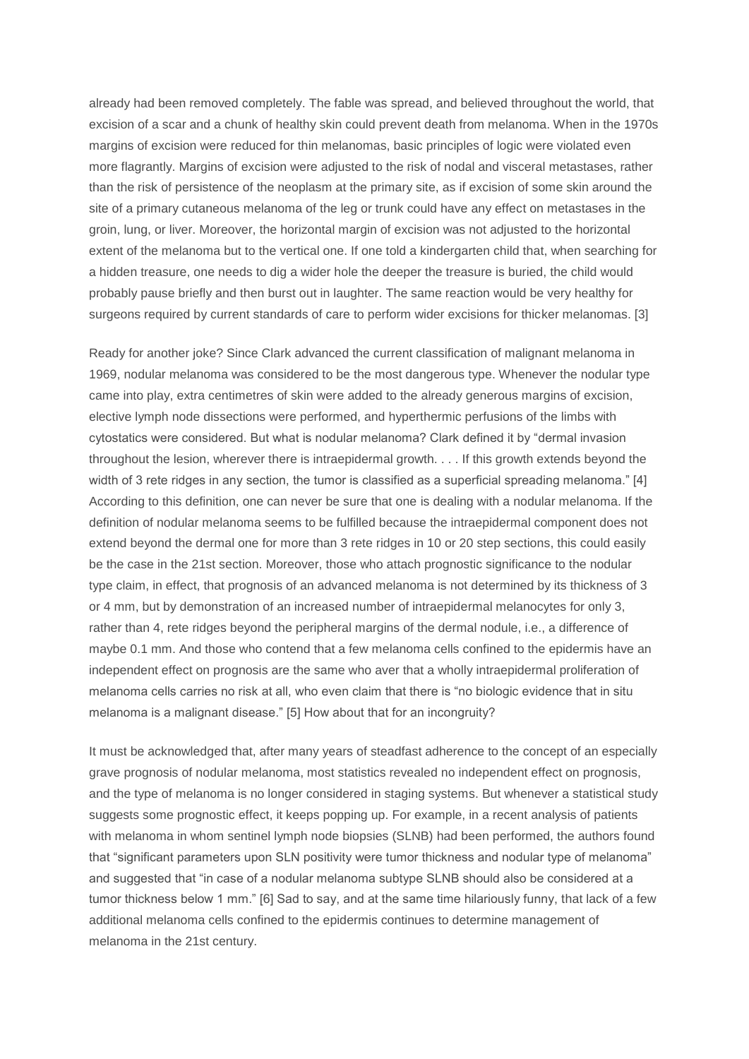already had been removed completely. The fable was spread, and believed throughout the world, that excision of a scar and a chunk of healthy skin could prevent death from melanoma. When in the 1970s margins of excision were reduced for thin melanomas, basic principles of logic were violated even more flagrantly. Margins of excision were adjusted to the risk of nodal and visceral metastases, rather than the risk of persistence of the neoplasm at the primary site, as if excision of some skin around the site of a primary cutaneous melanoma of the leg or trunk could have any effect on metastases in the groin, lung, or liver. Moreover, the horizontal margin of excision was not adjusted to the horizontal extent of the melanoma but to the vertical one. If one told a kindergarten child that, when searching for a hidden treasure, one needs to dig a wider hole the deeper the treasure is buried, the child would probably pause briefly and then burst out in laughter. The same reaction would be very healthy for surgeons required by current standards of care to perform wider excisions for thicker melanomas. [3]

Ready for another joke? Since Clark advanced the current classification of malignant melanoma in 1969, nodular melanoma was considered to be the most dangerous type. Whenever the nodular type came into play, extra centimetres of skin were added to the already generous margins of excision, elective lymph node dissections were performed, and hyperthermic perfusions of the limbs with cytostatics were considered. But what is nodular melanoma? Clark defined it by "dermal invasion throughout the lesion, wherever there is intraepidermal growth. . . . If this growth extends beyond the width of 3 rete ridges in any section, the tumor is classified as a superficial spreading melanoma." [4] According to this definition, one can never be sure that one is dealing with a nodular melanoma. If the definition of nodular melanoma seems to be fulfilled because the intraepidermal component does not extend beyond the dermal one for more than 3 rete ridges in 10 or 20 step sections, this could easily be the case in the 21st section. Moreover, those who attach prognostic significance to the nodular type claim, in effect, that prognosis of an advanced melanoma is not determined by its thickness of 3 or 4 mm, but by demonstration of an increased number of intraepidermal melanocytes for only 3, rather than 4, rete ridges beyond the peripheral margins of the dermal nodule, i.e., a difference of maybe 0.1 mm. And those who contend that a few melanoma cells confined to the epidermis have an independent effect on prognosis are the same who aver that a wholly intraepidermal proliferation of melanoma cells carries no risk at all, who even claim that there is "no biologic evidence that in situ melanoma is a malignant disease." [5] How about that for an incongruity?

It must be acknowledged that, after many years of steadfast adherence to the concept of an especially grave prognosis of nodular melanoma, most statistics revealed no independent effect on prognosis, and the type of melanoma is no longer considered in staging systems. But whenever a statistical study suggests some prognostic effect, it keeps popping up. For example, in a recent analysis of patients with melanoma in whom sentinel lymph node biopsies (SLNB) had been performed, the authors found that "significant parameters upon SLN positivity were tumor thickness and nodular type of melanoma" and suggested that "in case of a nodular melanoma subtype SLNB should also be considered at a tumor thickness below 1 mm." [6] Sad to say, and at the same time hilariously funny, that lack of a few additional melanoma cells confined to the epidermis continues to determine management of melanoma in the 21st century.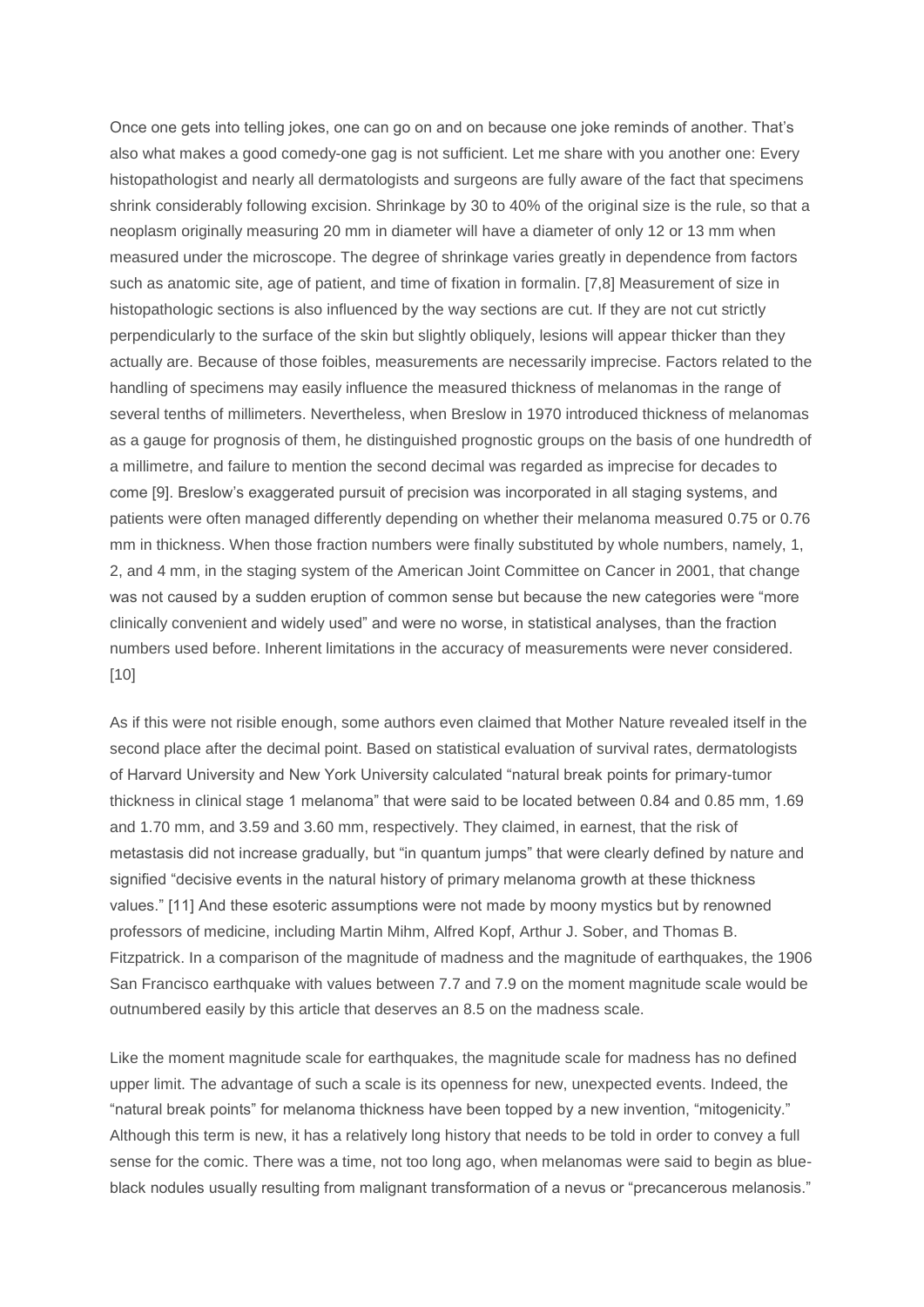Once one gets into telling jokes, one can go on and on because one joke reminds of another. That's also what makes a good comedy-one gag is not sufficient. Let me share with you another one: Every histopathologist and nearly all dermatologists and surgeons are fully aware of the fact that specimens shrink considerably following excision. Shrinkage by 30 to 40% of the original size is the rule, so that a neoplasm originally measuring 20 mm in diameter will have a diameter of only 12 or 13 mm when measured under the microscope. The degree of shrinkage varies greatly in dependence from factors such as anatomic site, age of patient, and time of fixation in formalin. [7,8] Measurement of size in histopathologic sections is also influenced by the way sections are cut. If they are not cut strictly perpendicularly to the surface of the skin but slightly obliquely, lesions will appear thicker than they actually are. Because of those foibles, measurements are necessarily imprecise. Factors related to the handling of specimens may easily influence the measured thickness of melanomas in the range of several tenths of millimeters. Nevertheless, when Breslow in 1970 introduced thickness of melanomas as a gauge for prognosis of them, he distinguished prognostic groups on the basis of one hundredth of a millimetre, and failure to mention the second decimal was regarded as imprecise for decades to come [9]. Breslow's exaggerated pursuit of precision was incorporated in all staging systems, and patients were often managed differently depending on whether their melanoma measured 0.75 or 0.76 mm in thickness. When those fraction numbers were finally substituted by whole numbers, namely, 1, 2, and 4 mm, in the staging system of the American Joint Committee on Cancer in 2001, that change was not caused by a sudden eruption of common sense but because the new categories were "more clinically convenient and widely used" and were no worse, in statistical analyses, than the fraction numbers used before. Inherent limitations in the accuracy of measurements were never considered. [10]

As if this were not risible enough, some authors even claimed that Mother Nature revealed itself in the second place after the decimal point. Based on statistical evaluation of survival rates, dermatologists of Harvard University and New York University calculated "natural break points for primary-tumor thickness in clinical stage 1 melanoma" that were said to be located between 0.84 and 0.85 mm, 1.69 and 1.70 mm, and 3.59 and 3.60 mm, respectively. They claimed, in earnest, that the risk of metastasis did not increase gradually, but "in quantum jumps" that were clearly defined by nature and signified "decisive events in the natural history of primary melanoma growth at these thickness values." [11] And these esoteric assumptions were not made by moony mystics but by renowned professors of medicine, including Martin Mihm, Alfred Kopf, Arthur J. Sober, and Thomas B. Fitzpatrick. In a comparison of the magnitude of madness and the magnitude of earthquakes, the 1906 San Francisco earthquake with values between 7.7 and 7.9 on the moment magnitude scale would be outnumbered easily by this article that deserves an 8.5 on the madness scale.

Like the moment magnitude scale for earthquakes, the magnitude scale for madness has no defined upper limit. The advantage of such a scale is its openness for new, unexpected events. Indeed, the "natural break points" for melanoma thickness have been topped by a new invention, "mitogenicity." Although this term is new, it has a relatively long history that needs to be told in order to convey a full sense for the comic. There was a time, not too long ago, when melanomas were said to begin as blue-black nodules usually resulting from malignant transformation of a nevus or "precancerous melanosis."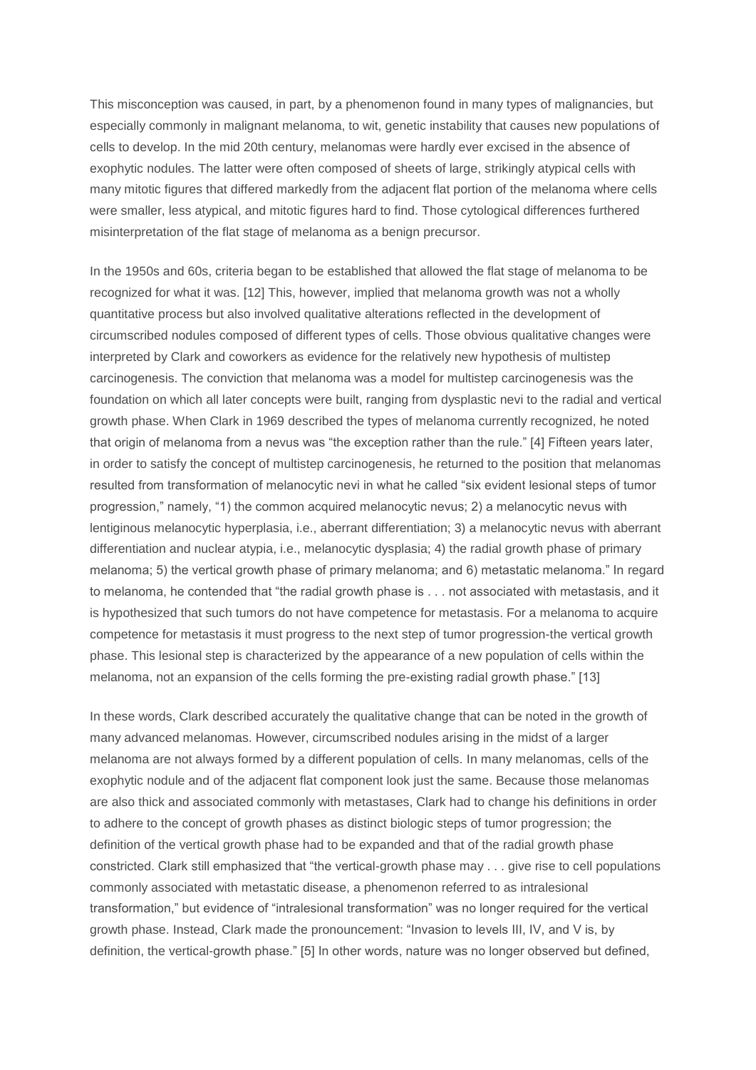This misconception was caused, in part, by a phenomenon found in many types of malignancies, but especially commonly in malignant melanoma, to wit, genetic instability that causes new populations of cells to develop. In the mid 20th century, melanomas were hardly ever excised in the absence of exophytic nodules. The latter were often composed of sheets of large, strikingly atypical cells with many mitotic figures that differed markedly from the adjacent flat portion of the melanoma where cells were smaller, less atypical, and mitotic figures hard to find. Those cytological differences furthered misinterpretation of the flat stage of melanoma as a benign precursor.

In the 1950s and 60s, criteria began to be established that allowed the flat stage of melanoma to be recognized for what it was. [12] This, however, implied that melanoma growth was not a wholly quantitative process but also involved qualitative alterations reflected in the development of circumscribed nodules composed of different types of cells. Those obvious qualitative changes were interpreted by Clark and coworkers as evidence for the relatively new hypothesis of multistep carcinogenesis. The conviction that melanoma was a model for multistep carcinogenesis was the foundation on which all later concepts were built, ranging from dysplastic nevi to the radial and vertical growth phase. When Clark in 1969 described the types of melanoma currently recognized, he noted that origin of melanoma from a nevus was "the exception rather than the rule." [4] Fifteen years later, in order to satisfy the concept of multistep carcinogenesis, he returned to the position that melanomas resulted from transformation of melanocytic nevi in what he called "six evident lesional steps of tumor progression," namely, "1) the common acquired melanocytic nevus; 2) a melanocytic nevus with lentiginous melanocytic hyperplasia, i.e., aberrant differentiation; 3) a melanocytic nevus with aberrant differentiation and nuclear atypia, i.e., melanocytic dysplasia; 4) the radial growth phase of primary melanoma; 5) the vertical growth phase of primary melanoma; and 6) metastatic melanoma." In regard to melanoma, he contended that "the radial growth phase is . . . not associated with metastasis, and it is hypothesized that such tumors do not have competence for metastasis. For a melanoma to acquire competence for metastasis it must progress to the next step of tumor progression-the vertical growth phase. This lesional step is characterized by the appearance of a new population of cells within the melanoma, not an expansion of the cells forming the pre-existing radial growth phase." [13]

In these words, Clark described accurately the qualitative change that can be noted in the growth of many advanced melanomas. However, circumscribed nodules arising in the midst of a larger melanoma are not always formed by a different population of cells. In many melanomas, cells of the exophytic nodule and of the adjacent flat component look just the same. Because those melanomas are also thick and associated commonly with metastases, Clark had to change his definitions in order to adhere to the concept of growth phases as distinct biologic steps of tumor progression; the definition of the vertical growth phase had to be expanded and that of the radial growth phase constricted. Clark still emphasized that "the vertical-growth phase may . . . give rise to cell populations commonly associated with metastatic disease, a phenomenon referred to as intralesional transformation," but evidence of "intralesional transformation" was no longer required for the vertical growth phase. Instead, Clark made the pronouncement: "Invasion to levels III, IV, and V is, by definition, the vertical-growth phase." [5] In other words, nature was no longer observed but defined,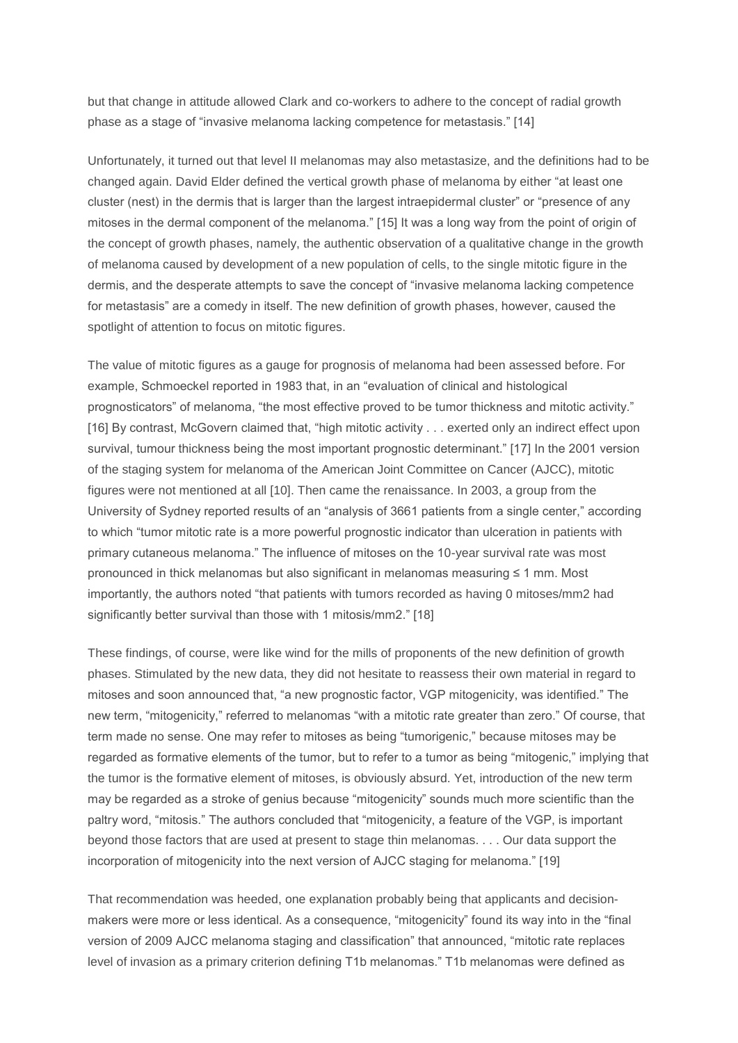but that change in attitude allowed Clark and co-workers to adhere to the concept of radial growth phase as a stage of "invasive melanoma lacking competence for metastasis." [14]

Unfortunately, it turned out that level II melanomas may also metastasize, and the definitions had to be changed again. David Elder defined the vertical growth phase of melanoma by either "at least one cluster (nest) in the dermis that is larger than the largest intraepidermal cluster" or "presence of any mitoses in the dermal component of the melanoma." [15] It was a long way from the point of origin of the concept of growth phases, namely, the authentic observation of a qualitative change in the growth of melanoma caused by development of a new population of cells, to the single mitotic figure in the dermis, and the desperate attempts to save the concept of "invasive melanoma lacking competence for metastasis" are a comedy in itself. The new definition of growth phases, however, caused the spotlight of attention to focus on mitotic figures.

The value of mitotic figures as a gauge for prognosis of melanoma had been assessed before. For example, Schmoeckel reported in 1983 that, in an "evaluation of clinical and histological prognosticators" of melanoma, "the most effective proved to be tumor thickness and mitotic activity." [16] By contrast, McGovern claimed that, "high mitotic activity . . . exerted only an indirect effect upon survival, tumour thickness being the most important prognostic determinant." [17] In the 2001 version of the staging system for melanoma of the American Joint Committee on Cancer (AJCC), mitotic figures were not mentioned at all [10]. Then came the renaissance. In 2003, a group from the University of Sydney reported results of an "analysis of 3661 patients from a single center," according to which "tumor mitotic rate is a more powerful prognostic indicator than ulceration in patients with primary cutaneous melanoma." The influence of mitoses on the 10-year survival rate was most pronounced in thick melanomas but also significant in melanomas measuring ≤ 1 mm. Most importantly, the authors noted "that patients with tumors recorded as having 0 mitoses/mm2 had significantly better survival than those with 1 mitosis/mm2." [18]

These findings, of course, were like wind for the mills of proponents of the new definition of growth phases. Stimulated by the new data, they did not hesitate to reassess their own material in regard to mitoses and soon announced that, "a new prognostic factor, VGP mitogenicity, was identified." The new term, "mitogenicity," referred to melanomas "with a mitotic rate greater than zero." Of course, that term made no sense. One may refer to mitoses as being "tumorigenic," because mitoses may be regarded as formative elements of the tumor, but to refer to a tumor as being "mitogenic," implying that the tumor is the formative element of mitoses, is obviously absurd. Yet, introduction of the new term may be regarded as a stroke of genius because "mitogenicity" sounds much more scientific than the paltry word, "mitosis." The authors concluded that "mitogenicity, a feature of the VGP, is important beyond those factors that are used at present to stage thin melanomas. . . . Our data support the incorporation of mitogenicity into the next version of AJCC staging for melanoma." [19]

That recommendation was heeded, one explanation probably being that applicants and decision-makers were more or less identical. As a consequence, "mitogenicity" found its way into in the "final version of 2009 AJCC melanoma staging and classification" that announced, "mitotic rate replaces level of invasion as a primary criterion defining T1b melanomas." T1b melanomas were defined as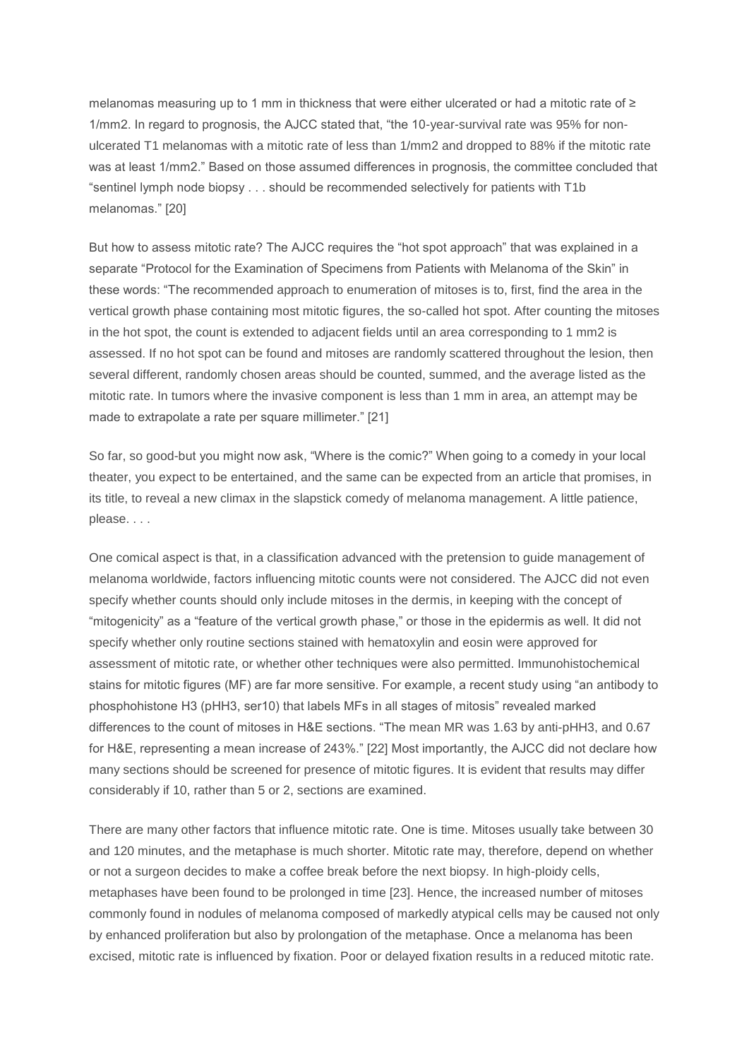melanomas measuring up to 1 mm in thickness that were either ulcerated or had a mitotic rate of ≥ 1/mm2. In regard to prognosis, the AJCC stated that, "the 10-year-survival rate was 95% for non-ulcerated T1 melanomas with a mitotic rate of less than 1/mm2 and dropped to 88% if the mitotic rate was at least 1/mm2." Based on those assumed differences in prognosis, the committee concluded that "sentinel lymph node biopsy . . . should be recommended selectively for patients with T1b melanomas." [20]

But how to assess mitotic rate? The AJCC requires the "hot spot approach" that was explained in a separate "Protocol for the Examination of Specimens from Patients with Melanoma of the Skin" in these words: "The recommended approach to enumeration of mitoses is to, first, find the area in the vertical growth phase containing most mitotic figures, the so-called hot spot. After counting the mitoses in the hot spot, the count is extended to adjacent fields until an area corresponding to 1 mm2 is assessed. If no hot spot can be found and mitoses are randomly scattered throughout the lesion, then several different, randomly chosen areas should be counted, summed, and the average listed as the mitotic rate. In tumors where the invasive component is less than 1 mm in area, an attempt may be made to extrapolate a rate per square millimeter." [21]

So far, so good-but you might now ask, "Where is the comic?" When going to a comedy in your local theater, you expect to be entertained, and the same can be expected from an article that promises, in its title, to reveal a new climax in the slapstick comedy of melanoma management. A little patience, please. . . .

One comical aspect is that, in a classification advanced with the pretension to guide management of melanoma worldwide, factors influencing mitotic counts were not considered. The AJCC did not even specify whether counts should only include mitoses in the dermis, in keeping with the concept of "mitogenicity" as a "feature of the vertical growth phase," or those in the epidermis as well. It did not specify whether only routine sections stained with hematoxylin and eosin were approved for assessment of mitotic rate, or whether other techniques were also permitted. Immunohistochemical stains for mitotic figures (MF) are far more sensitive. For example, a recent study using "an antibody to phosphohistone H3 (pHH3, ser10) that labels MFs in all stages of mitosis" revealed marked differences to the count of mitoses in H&E sections. "The mean MR was 1.63 by anti-pHH3, and 0.67 for H&E, representing a mean increase of 243%." [22] Most importantly, the AJCC did not declare how many sections should be screened for presence of mitotic figures. It is evident that results may differ considerably if 10, rather than 5 or 2, sections are examined.

There are many other factors that influence mitotic rate. One is time. Mitoses usually take between 30 and 120 minutes, and the metaphase is much shorter. Mitotic rate may, therefore, depend on whether or not a surgeon decides to make a coffee break before the next biopsy. In high-ploidy cells, metaphases have been found to be prolonged in time [23]. Hence, the increased number of mitoses commonly found in nodules of melanoma composed of markedly atypical cells may be caused not only by enhanced proliferation but also by prolongation of the metaphase. Once a melanoma has been excised, mitotic rate is influenced by fixation. Poor or delayed fixation results in a reduced mitotic rate.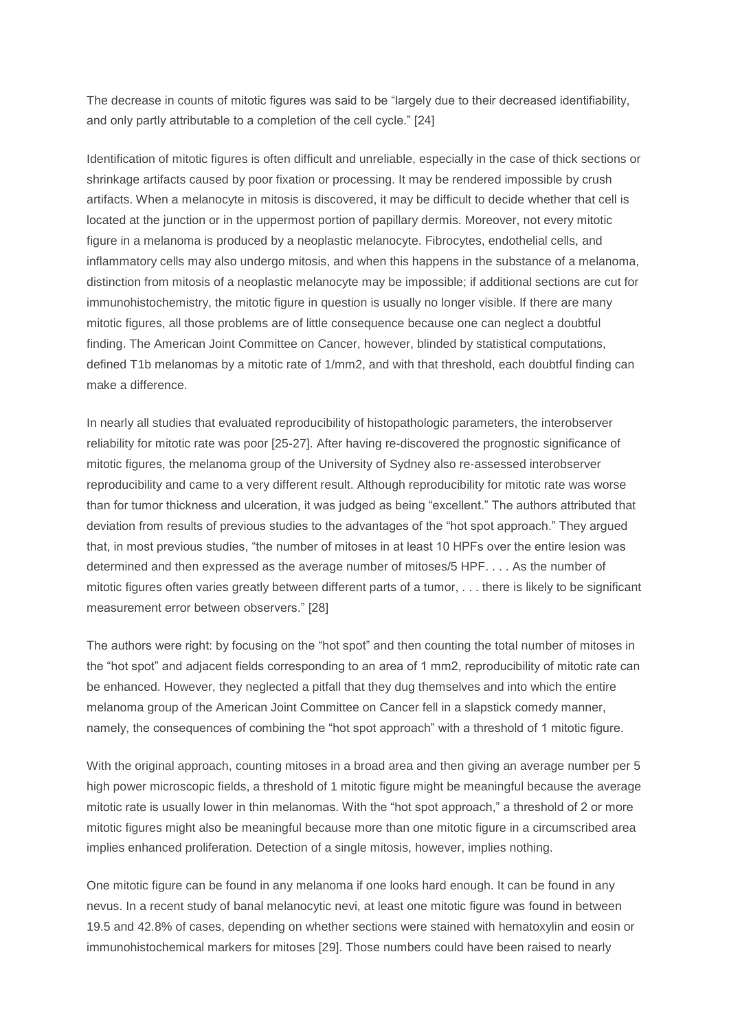The decrease in counts of mitotic figures was said to be "largely due to their decreased identifiability, and only partly attributable to a completion of the cell cycle." [24]

Identification of mitotic figures is often difficult and unreliable, especially in the case of thick sections or shrinkage artifacts caused by poor fixation or processing. It may be rendered impossible by crush artifacts. When a melanocyte in mitosis is discovered, it may be difficult to decide whether that cell is located at the junction or in the uppermost portion of papillary dermis. Moreover, not every mitotic figure in a melanoma is produced by a neoplastic melanocyte. Fibrocytes, endothelial cells, and inflammatory cells may also undergo mitosis, and when this happens in the substance of a melanoma, distinction from mitosis of a neoplastic melanocyte may be impossible; if additional sections are cut for immunohistochemistry, the mitotic figure in question is usually no longer visible. If there are many mitotic figures, all those problems are of little consequence because one can neglect a doubtful finding. The American Joint Committee on Cancer, however, blinded by statistical computations, defined T1b melanomas by a mitotic rate of 1/mm2, and with that threshold, each doubtful finding can make a difference.

In nearly all studies that evaluated reproducibility of histopathologic parameters, the interobserver reliability for mitotic rate was poor [25-27]. After having re-discovered the prognostic significance of mitotic figures, the melanoma group of the University of Sydney also re-assessed interobserver reproducibility and came to a very different result. Although reproducibility for mitotic rate was worse than for tumor thickness and ulceration, it was judged as being "excellent." The authors attributed that deviation from results of previous studies to the advantages of the "hot spot approach." They argued that, in most previous studies, "the number of mitoses in at least 10 HPFs over the entire lesion was determined and then expressed as the average number of mitoses/5 HPF. . . . As the number of mitotic figures often varies greatly between different parts of a tumor, . . . there is likely to be significant measurement error between observers." [28]

The authors were right: by focusing on the "hot spot" and then counting the total number of mitoses in the "hot spot" and adjacent fields corresponding to an area of 1 mm2, reproducibility of mitotic rate can be enhanced. However, they neglected a pitfall that they dug themselves and into which the entire melanoma group of the American Joint Committee on Cancer fell in a slapstick comedy manner, namely, the consequences of combining the "hot spot approach" with a threshold of 1 mitotic figure.

With the original approach, counting mitoses in a broad area and then giving an average number per 5 high power microscopic fields, a threshold of 1 mitotic figure might be meaningful because the average mitotic rate is usually lower in thin melanomas. With the "hot spot approach," a threshold of 2 or more mitotic figures might also be meaningful because more than one mitotic figure in a circumscribed area implies enhanced proliferation. Detection of a single mitosis, however, implies nothing.

One mitotic figure can be found in any melanoma if one looks hard enough. It can be found in any nevus. In a recent study of banal melanocytic nevi, at least one mitotic figure was found in between 19.5 and 42.8% of cases, depending on whether sections were stained with hematoxylin and eosin or immunohistochemical markers for mitoses [29]. Those numbers could have been raised to nearly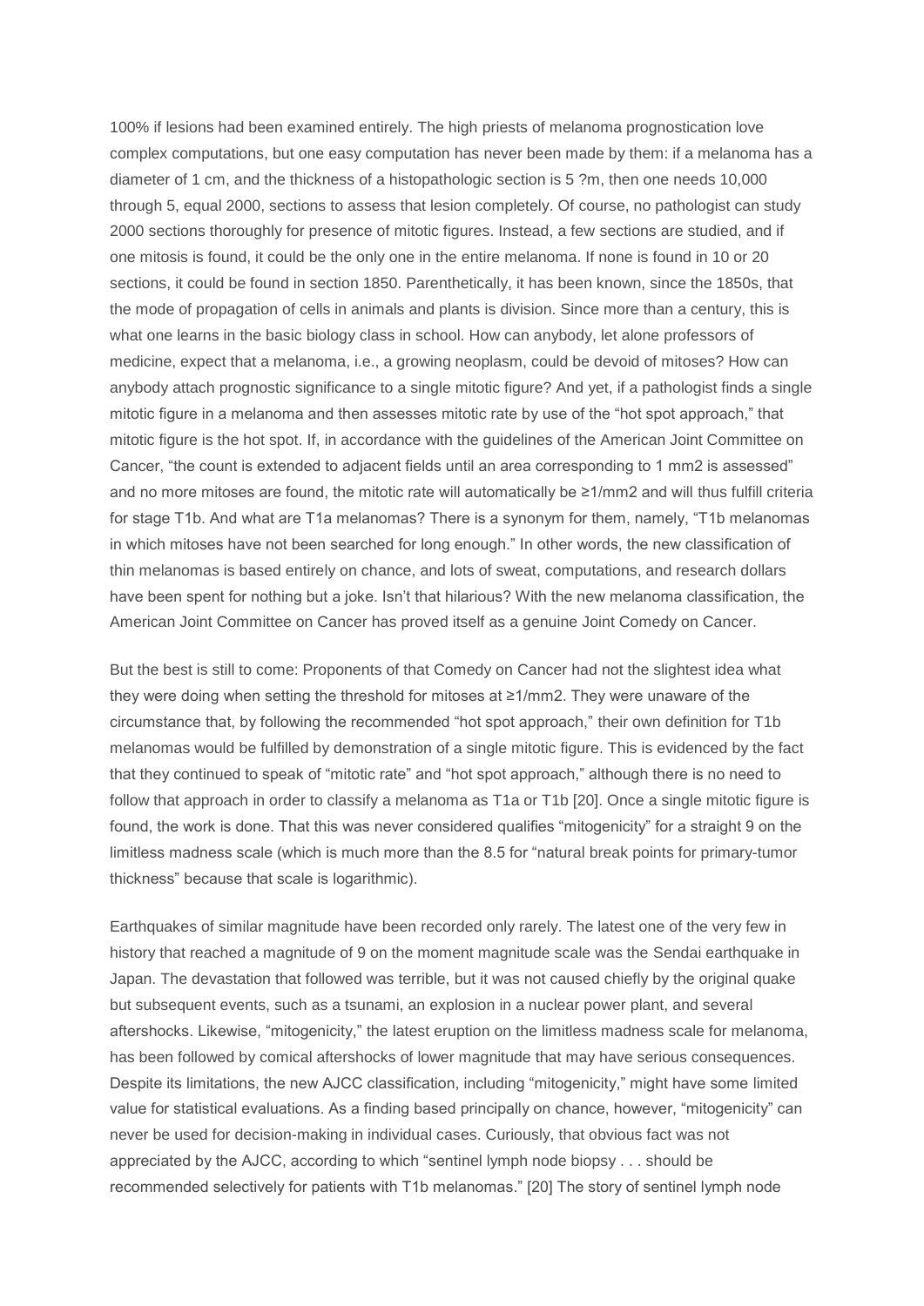100% if lesions had been examined entirely. The high priests of melanoma prognostication love complex computations, but one easy computation has never been made by them: if a melanoma has a diameter of 1 cm, and the thickness of a histopathologic section is 5 ?m, then one needs 10,000 through 5, equal 2000, sections to assess that lesion completely. Of course, no pathologist can study 2000 sections thoroughly for presence of mitotic figures. Instead, a few sections are studied, and if one mitosis is found, it could be the only one in the entire melanoma. If none is found in 10 or 20 sections, it could be found in section 1850. Parenthetically, it has been known, since the 1850s, that the mode of propagation of cells in animals and plants is division. Since more than a century, this is what one learns in the basic biology class in school. How can anybody, let alone professors of medicine, expect that a melanoma, i.e., a growing neoplasm, could be devoid of mitoses? How can anybody attach prognostic significance to a single mitotic figure? And yet, if a pathologist finds a single mitotic figure in a melanoma and then assesses mitotic rate by use of the "hot spot approach," that mitotic figure is the hot spot. If, in accordance with the guidelines of the American Joint Committee on Cancer, "the count is extended to adjacent fields until an area corresponding to 1 mm2 is assessed" and no more mitoses are found, the mitotic rate will automatically be ≥1/mm2 and will thus fulfill criteria for stage T1b. And what are T1a melanomas? There is a synonym for them, namely, "T1b melanomas in which mitoses have not been searched for long enough." In other words, the new classification of thin melanomas is based entirely on chance, and lots of sweat, computations, and research dollars have been spent for nothing but a joke. Isn't that hilarious? With the new melanoma classification, the American Joint Committee on Cancer has proved itself as a genuine Joint Comedy on Cancer.

But the best is still to come: Proponents of that Comedy on Cancer had not the slightest idea what they were doing when setting the threshold for mitoses at ≥1/mm2. They were unaware of the circumstance that, by following the recommended "hot spot approach," their own definition for T1b melanomas would be fulfilled by demonstration of a single mitotic figure. This is evidenced by the fact that they continued to speak of "mitotic rate" and "hot spot approach," although there is no need to follow that approach in order to classify a melanoma as T1a or T1b [20]. Once a single mitotic figure is found, the work is done. That this was never considered qualifies "mitogenicity" for a straight 9 on the limitless madness scale (which is much more than the 8.5 for "natural break points for primary-tumor thickness" because that scale is logarithmic).

Earthquakes of similar magnitude have been recorded only rarely. The latest one of the very few in history that reached a magnitude of 9 on the moment magnitude scale was the Sendai earthquake in Japan. The devastation that followed was terrible, but it was not caused chiefly by the original quake but subsequent events, such as a tsunami, an explosion in a nuclear power plant, and several aftershocks. Likewise, "mitogenicity," the latest eruption on the limitless madness scale for melanoma, has been followed by comical aftershocks of lower magnitude that may have serious consequences. Despite its limitations, the new AJCC classification, including "mitogenicity," might have some limited value for statistical evaluations. As a finding based principally on chance, however, "mitogenicity" can never be used for decision-making in individual cases. Curiously, that obvious fact was not appreciated by the AJCC, according to which "sentinel lymph node biopsy . . . should be recommended selectively for patients with T1b melanomas." [20] The story of sentinel lymph node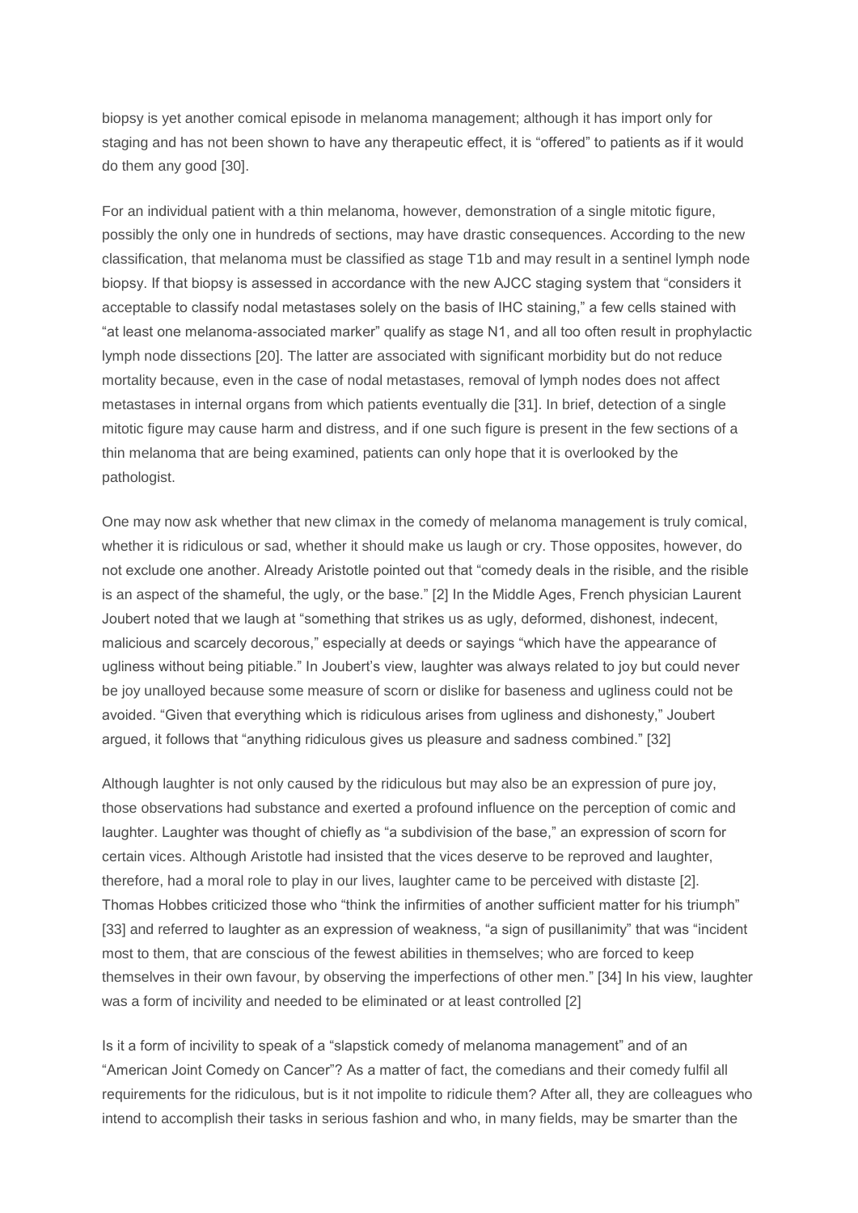biopsy is yet another comical episode in melanoma management; although it has import only for staging and has not been shown to have any therapeutic effect, it is "offered" to patients as if it would do them any good [30].

For an individual patient with a thin melanoma, however, demonstration of a single mitotic figure, possibly the only one in hundreds of sections, may have drastic consequences. According to the new classification, that melanoma must be classified as stage T1b and may result in a sentinel lymph node biopsy. If that biopsy is assessed in accordance with the new AJCC staging system that "considers it acceptable to classify nodal metastases solely on the basis of IHC staining," a few cells stained with "at least one melanoma-associated marker" qualify as stage N1, and all too often result in prophylactic lymph node dissections [20]. The latter are associated with significant morbidity but do not reduce mortality because, even in the case of nodal metastases, removal of lymph nodes does not affect metastases in internal organs from which patients eventually die [31]. In brief, detection of a single mitotic figure may cause harm and distress, and if one such figure is present in the few sections of a thin melanoma that are being examined, patients can only hope that it is overlooked by the pathologist.

One may now ask whether that new climax in the comedy of melanoma management is truly comical, whether it is ridiculous or sad, whether it should make us laugh or cry. Those opposites, however, do not exclude one another. Already Aristotle pointed out that "comedy deals in the risible, and the risible is an aspect of the shameful, the ugly, or the base." [2] In the Middle Ages, French physician Laurent Joubert noted that we laugh at "something that strikes us as ugly, deformed, dishonest, indecent, malicious and scarcely decorous," especially at deeds or sayings "which have the appearance of ugliness without being pitiable." In Joubert's view, laughter was always related to joy but could never be joy unalloyed because some measure of scorn or dislike for baseness and ugliness could not be avoided. "Given that everything which is ridiculous arises from ugliness and dishonesty," Joubert argued, it follows that "anything ridiculous gives us pleasure and sadness combined." [32]

Although laughter is not only caused by the ridiculous but may also be an expression of pure joy, those observations had substance and exerted a profound influence on the perception of comic and laughter. Laughter was thought of chiefly as "a subdivision of the base," an expression of scorn for certain vices. Although Aristotle had insisted that the vices deserve to be reproved and laughter, therefore, had a moral role to play in our lives, laughter came to be perceived with distaste [2]. Thomas Hobbes criticized those who "think the infirmities of another sufficient matter for his triumph" [33] and referred to laughter as an expression of weakness, "a sign of pusillanimity" that was "incident most to them, that are conscious of the fewest abilities in themselves; who are forced to keep themselves in their own favour, by observing the imperfections of other men." [34] In his view, laughter was a form of incivility and needed to be eliminated or at least controlled [2]

Is it a form of incivility to speak of a "slapstick comedy of melanoma management" and of an "American Joint Comedy on Cancer"? As a matter of fact, the comedians and their comedy fulfil all requirements for the ridiculous, but is it not impolite to ridicule them? After all, they are colleagues who intend to accomplish their tasks in serious fashion and who, in many fields, may be smarter than the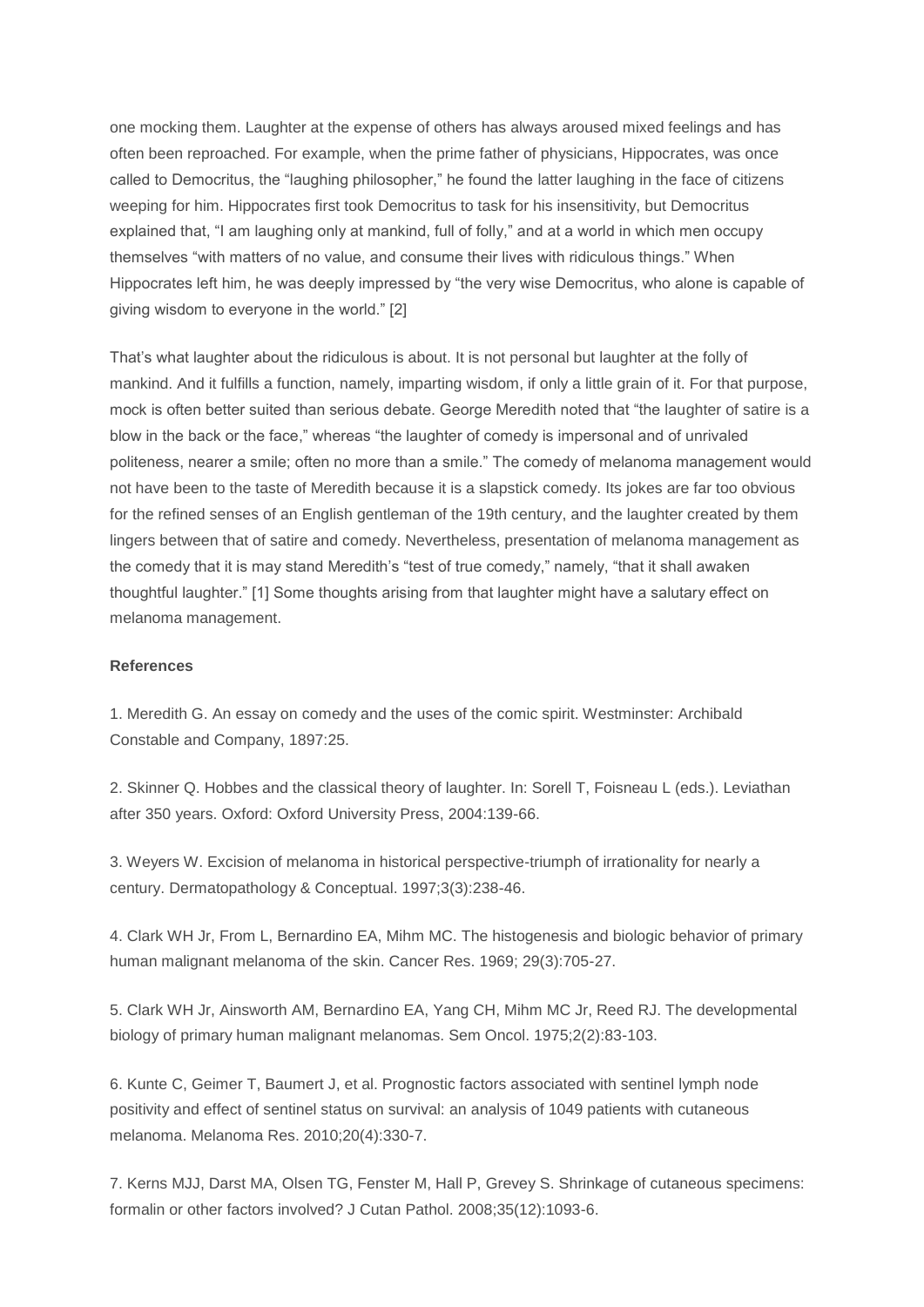one mocking them. Laughter at the expense of others has always aroused mixed feelings and has often been reproached. For example, when the prime father of physicians, Hippocrates, was once called to Democritus, the "laughing philosopher," he found the latter laughing in the face of citizens weeping for him. Hippocrates first took Democritus to task for his insensitivity, but Democritus explained that, "I am laughing only at mankind, full of folly," and at a world in which men occupy themselves "with matters of no value, and consume their lives with ridiculous things." When Hippocrates left him, he was deeply impressed by "the very wise Democritus, who alone is capable of giving wisdom to everyone in the world." [2]

That's what laughter about the ridiculous is about. It is not personal but laughter at the folly of mankind. And it fulfills a function, namely, imparting wisdom, if only a little grain of it. For that purpose, mock is often better suited than serious debate. George Meredith noted that "the laughter of satire is a blow in the back or the face," whereas "the laughter of comedy is impersonal and of unrivaled politeness, nearer a smile; often no more than a smile." The comedy of melanoma management would not have been to the taste of Meredith because it is a slapstick comedy. Its jokes are far too obvious for the refined senses of an English gentleman of the 19th century, and the laughter created by them lingers between that of satire and comedy. Nevertheless, presentation of melanoma management as the comedy that it is may stand Meredith's "test of true comedy," namely, "that it shall awaken thoughtful laughter." [1] Some thoughts arising from that laughter might have a salutary effect on melanoma management.

**References**

1. Meredith G. An essay on comedy and the uses of the comic spirit. Westminster: Archibald Constable and Company, 1897:25.

2. Skinner Q. Hobbes and the classical theory of laughter. In: Sorell T, Foisneau L (eds.). Leviathan after 350 years. Oxford: Oxford University Press, 2004:139-66.

3. Weyers W. Excision of melanoma in historical perspective-triumph of irrationality for nearly a century. Dermatopathology & Conceptual. 1997;3(3):238-46.

4. Clark WH Jr, From L, Bernardino EA, Mihm MC. The histogenesis and biologic behavior of primary human malignant melanoma of the skin. Cancer Res. 1969; 29(3):705-27.

5. Clark WH Jr, Ainsworth AM, Bernardino EA, Yang CH, Mihm MC Jr, Reed RJ. The developmental biology of primary human malignant melanomas. Sem Oncol. 1975;2(2):83-103.

6. Kunte C, Geimer T, Baumert J, et al. Prognostic factors associated with sentinel lymph node positivity and effect of sentinel status on survival: an analysis of 1049 patients with cutaneous melanoma. Melanoma Res. 2010;20(4):330-7.

7. Kerns MJJ, Darst MA, Olsen TG, Fenster M, Hall P, Grevey S. Shrinkage of cutaneous specimens: formalin or other factors involved? J Cutan Pathol. 2008;35(12):1093-6.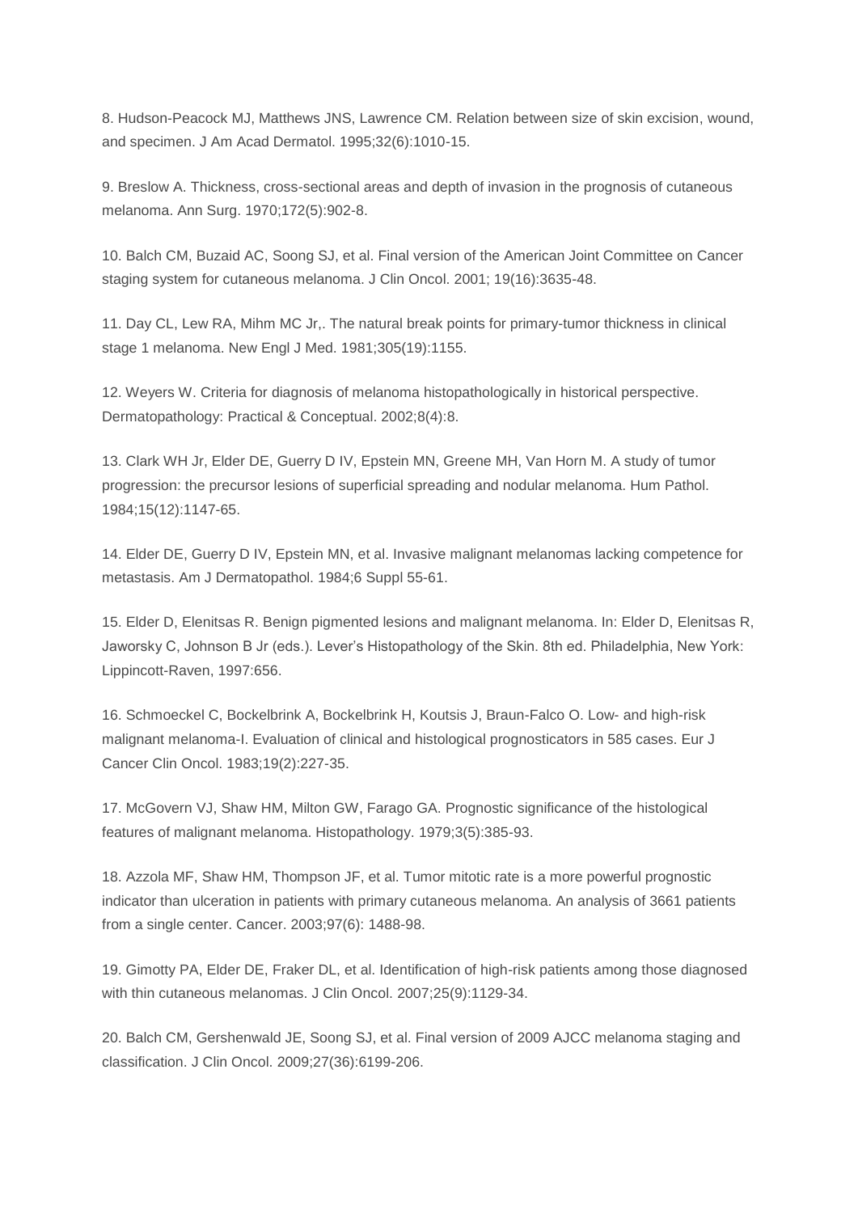8. Hudson-Peacock MJ, Matthews JNS, Lawrence CM. Relation between size of skin excision, wound, and specimen. J Am Acad Dermatol. 1995;32(6):1010-15.

9. Breslow A. Thickness, cross-sectional areas and depth of invasion in the prognosis of cutaneous melanoma. Ann Surg. 1970;172(5):902-8.

10. Balch CM, Buzaid AC, Soong SJ, et al. Final version of the American Joint Committee on Cancer staging system for cutaneous melanoma. J Clin Oncol. 2001; 19(16):3635-48.

11. Day CL, Lew RA, Mihm MC Jr,. The natural break points for primary-tumor thickness in clinical stage 1 melanoma. New Engl J Med. 1981;305(19):1155.

12. Weyers W. Criteria for diagnosis of melanoma histopathologically in historical perspective. Dermatopathology: Practical & Conceptual. 2002;8(4):8.

13. Clark WH Jr, Elder DE, Guerry D IV, Epstein MN, Greene MH, Van Horn M. A study of tumor progression: the precursor lesions of superficial spreading and nodular melanoma. Hum Pathol. 1984;15(12):1147-65.

14. Elder DE, Guerry D IV, Epstein MN, et al. Invasive malignant melanomas lacking competence for metastasis. Am J Dermatopathol. 1984;6 Suppl 55-61.

15. Elder D, Elenitsas R. Benign pigmented lesions and malignant melanoma. In: Elder D, Elenitsas R, Jaworsky C, Johnson B Jr (eds.). Lever's Histopathology of the Skin. 8th ed. Philadelphia, New York: Lippincott-Raven, 1997:656.

16. Schmoeckel C, Bockelbrink A, Bockelbrink H, Koutsis J, Braun-Falco O. Low- and high-risk malignant melanoma-I. Evaluation of clinical and histological prognosticators in 585 cases. Eur J Cancer Clin Oncol. 1983;19(2):227-35.

17. McGovern VJ, Shaw HM, Milton GW, Farago GA. Prognostic significance of the histological features of malignant melanoma. Histopathology. 1979;3(5):385-93.

18. Azzola MF, Shaw HM, Thompson JF, et al. Tumor mitotic rate is a more powerful prognostic indicator than ulceration in patients with primary cutaneous melanoma. An analysis of 3661 patients from a single center. Cancer. 2003;97(6): 1488-98.

19. Gimotty PA, Elder DE, Fraker DL, et al. Identification of high-risk patients among those diagnosed with thin cutaneous melanomas. J Clin Oncol. 2007;25(9):1129-34.

20. Balch CM, Gershenwald JE, Soong SJ, et al. Final version of 2009 AJCC melanoma staging and classification. J Clin Oncol. 2009;27(36):6199-206.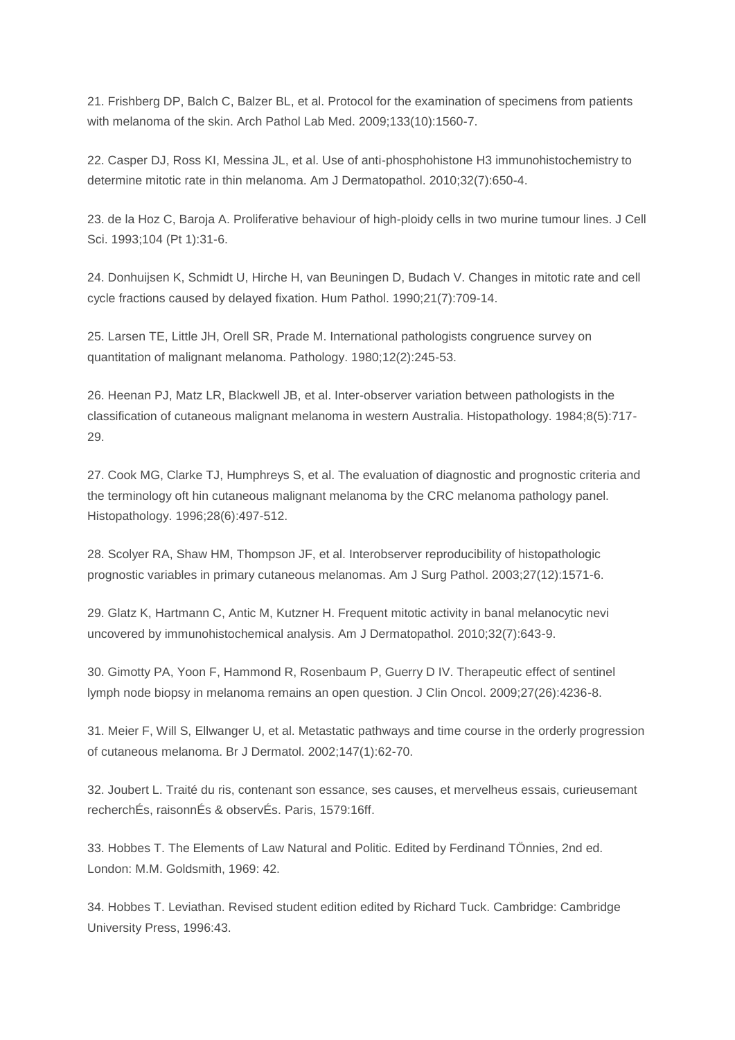21. Frishberg DP, Balch C, Balzer BL, et al. Protocol for the examination of specimens from patients with melanoma of the skin. Arch Pathol Lab Med. 2009;133(10):1560-7.

22. Casper DJ, Ross KI, Messina JL, et al. Use of anti-phosphohistone H3 immunohistochemistry to determine mitotic rate in thin melanoma. Am J Dermatopathol. 2010;32(7):650-4.

23. de la Hoz C, Baroja A. Proliferative behaviour of high-ploidy cells in two murine tumour lines. J Cell Sci. 1993;104 (Pt 1):31-6.

24. Donhuijsen K, Schmidt U, Hirche H, van Beuningen D, Budach V. Changes in mitotic rate and cell cycle fractions caused by delayed fixation. Hum Pathol. 1990;21(7):709-14.

25. Larsen TE, Little JH, Orell SR, Prade M. International pathologists congruence survey on quantitation of malignant melanoma. Pathology. 1980;12(2):245-53.

26. Heenan PJ, Matz LR, Blackwell JB, et al. Inter-observer variation between pathologists in the classification of cutaneous malignant melanoma in western Australia. Histopathology. 1984;8(5):717-29.

27. Cook MG, Clarke TJ, Humphreys S, et al. The evaluation of diagnostic and prognostic criteria and the terminology oft hin cutaneous malignant melanoma by the CRC melanoma pathology panel. Histopathology. 1996;28(6):497-512.

28. Scolyer RA, Shaw HM, Thompson JF, et al. Interobserver reproducibility of histopathologic prognostic variables in primary cutaneous melanomas. Am J Surg Pathol. 2003;27(12):1571-6.

29. Glatz K, Hartmann C, Antic M, Kutzner H. Frequent mitotic activity in banal melanocytic nevi uncovered by immunohistochemical analysis. Am J Dermatopathol. 2010;32(7):643-9.

30. Gimotty PA, Yoon F, Hammond R, Rosenbaum P, Guerry D IV. Therapeutic effect of sentinel lymph node biopsy in melanoma remains an open question. J Clin Oncol. 2009;27(26):4236-8.

31. Meier F, Will S, Ellwanger U, et al. Metastatic pathways and time course in the orderly progression of cutaneous melanoma. Br J Dermatol. 2002;147(1):62-70.

32. Joubert L. Traité du ris, contenant son essance, ses causes, et mervelheus essais, curieusemant recherchÉs, raisonnÉs & observÉs. Paris, 1579:16ff.

33. Hobbes T. The Elements of Law Natural and Politic. Edited by Ferdinand TÖnnies, 2nd ed. London: M.M. Goldsmith, 1969: 42.

34. Hobbes T. Leviathan. Revised student edition edited by Richard Tuck. Cambridge: Cambridge University Press, 1996:43.